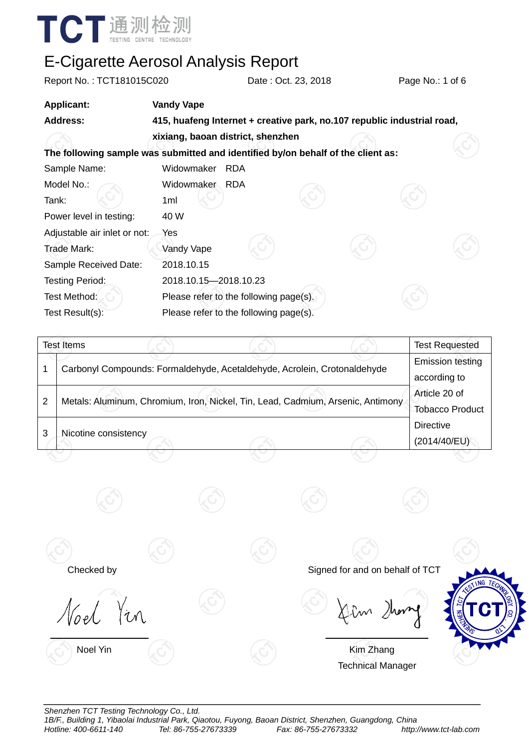TCT 通测检测 TESTING CENTRE TECHNOLOGY

# E-Cigarette Aerosol Analysis Report

Report No. : TCT181015C020 Date : Oct. 23, 2018

**Applicant:** **Vandy Vape**

**Address:** **415, huafeng Internet + creative park, no.107 republic industrial road, xixiang, baoan district, shenzhen**

**The following sample was submitted and identified by/on behalf of the client as:**

Sample Name: Widowmaker RDA

Model No.: Widowmaker RDA

Tank: 1ml

Power level in testing: 40 W

Adjustable air inlet or not: Yes

Trade Mark: Vandy Vape

Sample Received Date: 2018.10.15

Testing Period: 2018.10.15—2018.10.23

Test Method: Please refer to the following page(s).

Test Result(s): Please refer to the following page(s).

| Test Items | | Test Requested |
|---|---|---|
| 1 | Carbonyl Compounds: Formaldehyde, Acetaldehyde, Acrolein, Crotonaldehyde | Emission testing according to Article 20 of Tobacco Product Directive (2014/40/EU) |
| 2 | Metals: Aluminum, Chromium, Iron, Nickel, Tin, Lead, Cadmium, Arsenic, Antimony | |
| 3 | Nicotine consistency | |

Checked by

Noel Yin

Signed for and on behalf of TCT

Kim Zhang
Technical Manager

*Shenzhen TCT Testing Technology Co., Ltd.*
*1B/F., Building 1, Yibaolai Industrial Park, Qiaotou, Fuyong, Baoan District, Shenzhen, Guangdong, China*
*Hotline: 400-6611-140 Tel: 86-755-27673339 Fax: 86-755-27673332 http://www.tct-lab.com*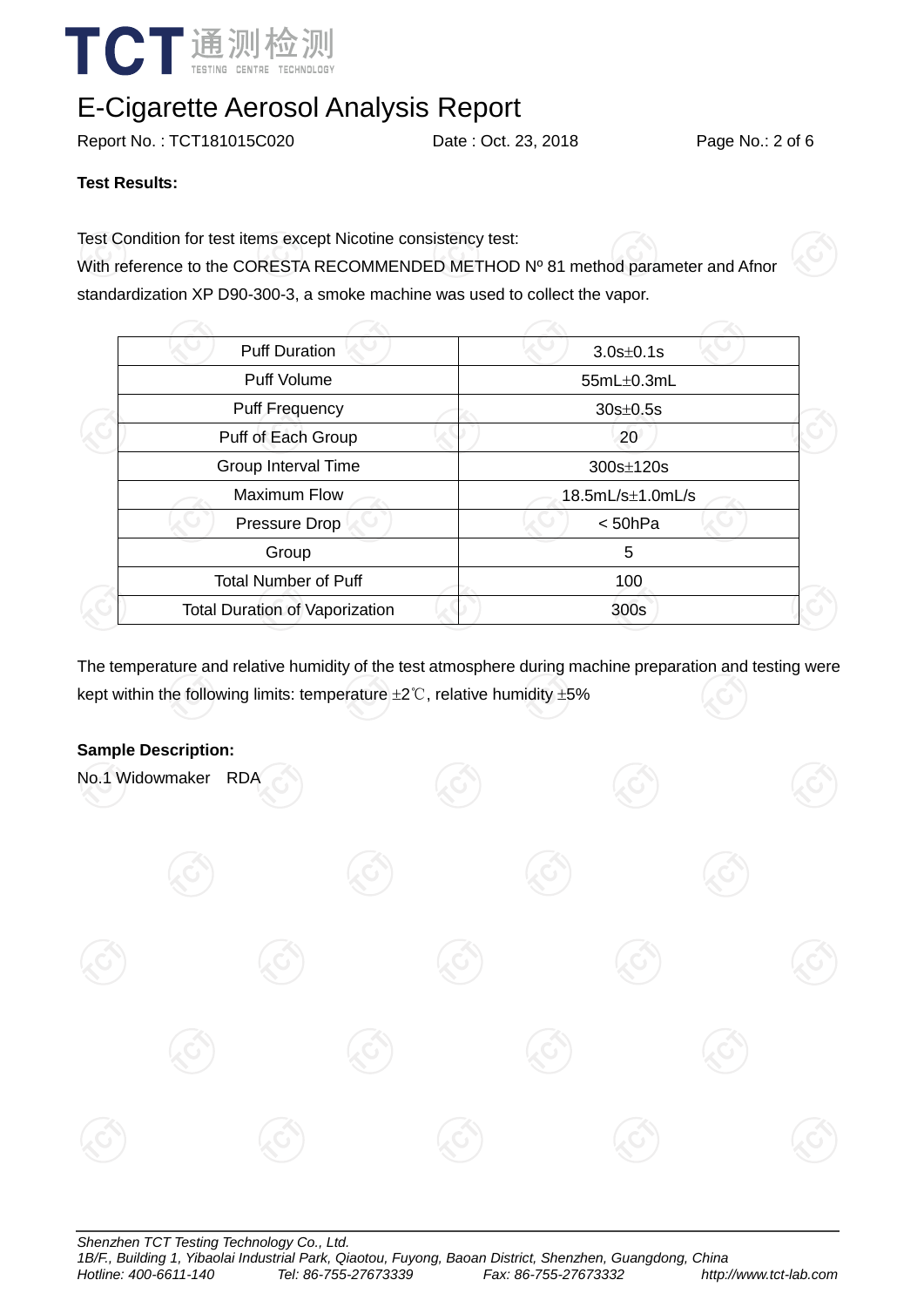# E-Cigarette Aerosol Analysis Report

Report No. : TCT181015C020 Date : Oct. 23, 2018

**Test Results:**

Test Condition for test items except Nicotine consistency test:
With reference to the CORESTA RECOMMENDED METHOD Nº 81 method parameter and Afnor standardization XP D90-300-3, a smoke machine was used to collect the vapor.

| Puff Duration | 3.0s±0.1s |
|---|---|
| Puff Volume | 55mL±0.3mL |
| Puff Frequency | 30s±0.5s |
| Puff of Each Group | 20 |
| Group Interval Time | 300s±120s |
| Maximum Flow | 18.5mL/s±1.0mL/s |
| Pressure Drop | < 50hPa |
| Group | 5 |
| Total Number of Puff | 100 |
| Total Duration of Vaporization | 300s |

The temperature and relative humidity of the test atmosphere during machine preparation and testing were kept within the following limits: temperature ±2℃, relative humidity ±5%

**Sample Description:**

No.1 Widowmaker RDA

*Shenzhen TCT Testing Technology Co., Ltd.*
*1B/F., Building 1, Yibaolai Industrial Park, Qiaotou, Fuyong, Baoan District, Shenzhen, Guangdong, China*
*Hotline: 400-6611-140 Tel: 86-755-27673339 Fax: 86-755-27673332 http://www.tct-lab.com*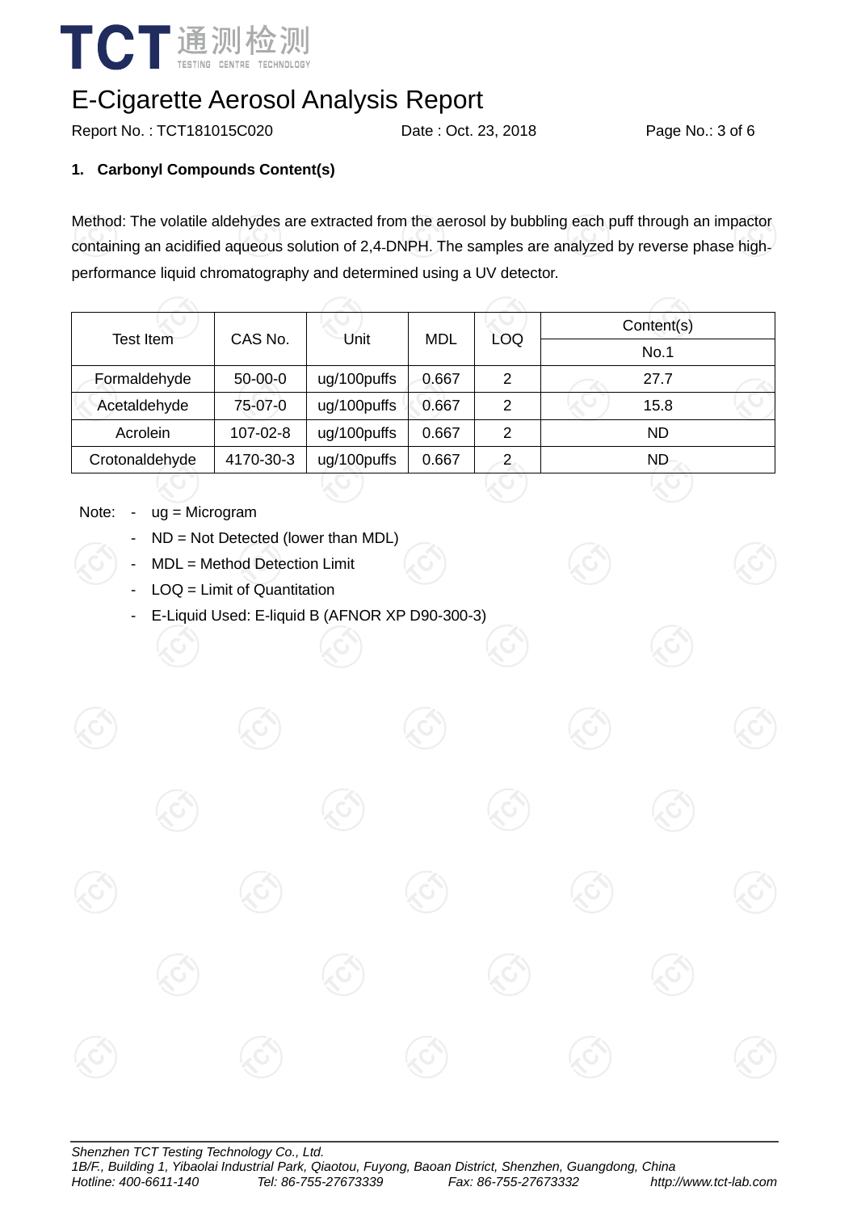# E-Cigarette Aerosol Analysis Report

Report No. : TCT181015C020 Date : Oct. 23, 2018

## 1. Carbonyl Compounds Content(s)

Method: The volatile aldehydes are extracted from the aerosol by bubbling each puff through an impactor containing an acidified aqueous solution of 2,4-DNPH. The samples are analyzed by reverse phase high-performance liquid chromatography and determined using a UV detector.

| Test Item | CAS No. | Unit | MDL | LOQ | Content(s) |
|---|---|---|---|---|---|
| | | | | | No.1 |
| Formaldehyde | 50-00-0 | ug/100puffs | 0.667 | 2 | 27.7 |
| Acetaldehyde | 75-07-0 | ug/100puffs | 0.667 | 2 | 15.8 |
| Acrolein | 107-02-8 | ug/100puffs | 0.667 | 2 | ND |
| Crotonaldehyde | 4170-30-3 | ug/100puffs | 0.667 | 2 | ND |

Note:
- ug = Microgram
- ND = Not Detected (lower than MDL)
- MDL = Method Detection Limit
- LOQ = Limit of Quantitation
- E-Liquid Used: E-liquid B (AFNOR XP D90-300-3)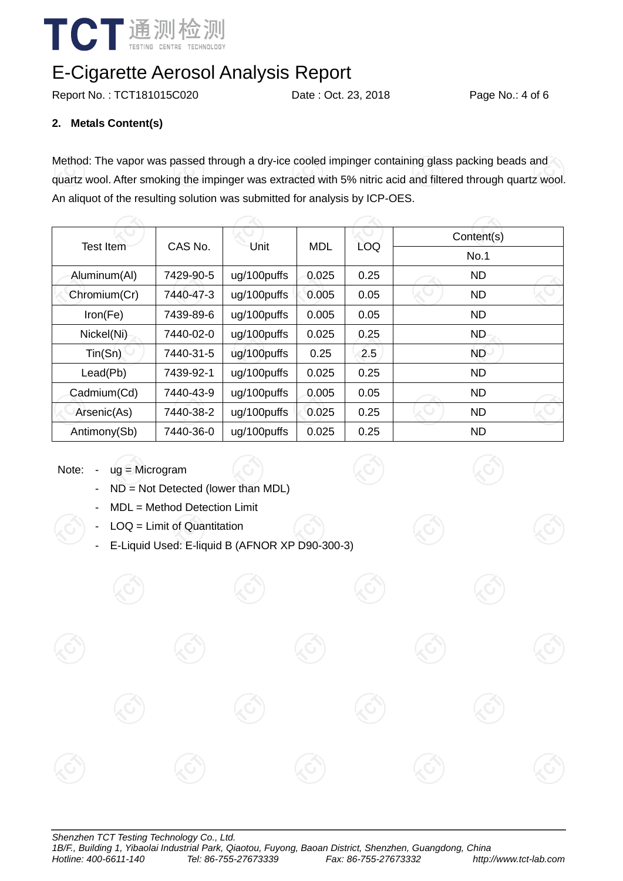# E-Cigarette Aerosol Analysis Report

Report No. : TCT181015C020 Date : Oct. 23, 2018

## 2. Metals Content(s)

Method: The vapor was passed through a dry-ice cooled impinger containing glass packing beads and quartz wool. After smoking the impinger was extracted with 5% nitric acid and filtered through quartz wool. An aliquot of the resulting solution was submitted for analysis by ICP-OES.

| Test Item | CAS No. | Unit | MDL | LOQ | Content(s) |
|---|---|---|---|---|---|
| | | | | | No.1 |
| Aluminum(Al) | 7429-90-5 | ug/100puffs | 0.025 | 0.25 | ND |
| Chromium(Cr) | 7440-47-3 | ug/100puffs | 0.005 | 0.05 | ND |
| Iron(Fe) | 7439-89-6 | ug/100puffs | 0.005 | 0.05 | ND |
| Nickel(Ni) | 7440-02-0 | ug/100puffs | 0.025 | 0.25 | ND |
| Tin(Sn) | 7440-31-5 | ug/100puffs | 0.25 | 2.5 | ND |
| Lead(Pb) | 7439-92-1 | ug/100puffs | 0.025 | 0.25 | ND |
| Cadmium(Cd) | 7440-43-9 | ug/100puffs | 0.005 | 0.05 | ND |
| Arsenic(As) | 7440-38-2 | ug/100puffs | 0.025 | 0.25 | ND |
| Antimony(Sb) | 7440-36-0 | ug/100puffs | 0.025 | 0.25 | ND |

Note:
- ug = Microgram
- ND = Not Detected (lower than MDL)
- MDL = Method Detection Limit
- LOQ = Limit of Quantitation
- E-Liquid Used: E-liquid B (AFNOR XP D90-300-3)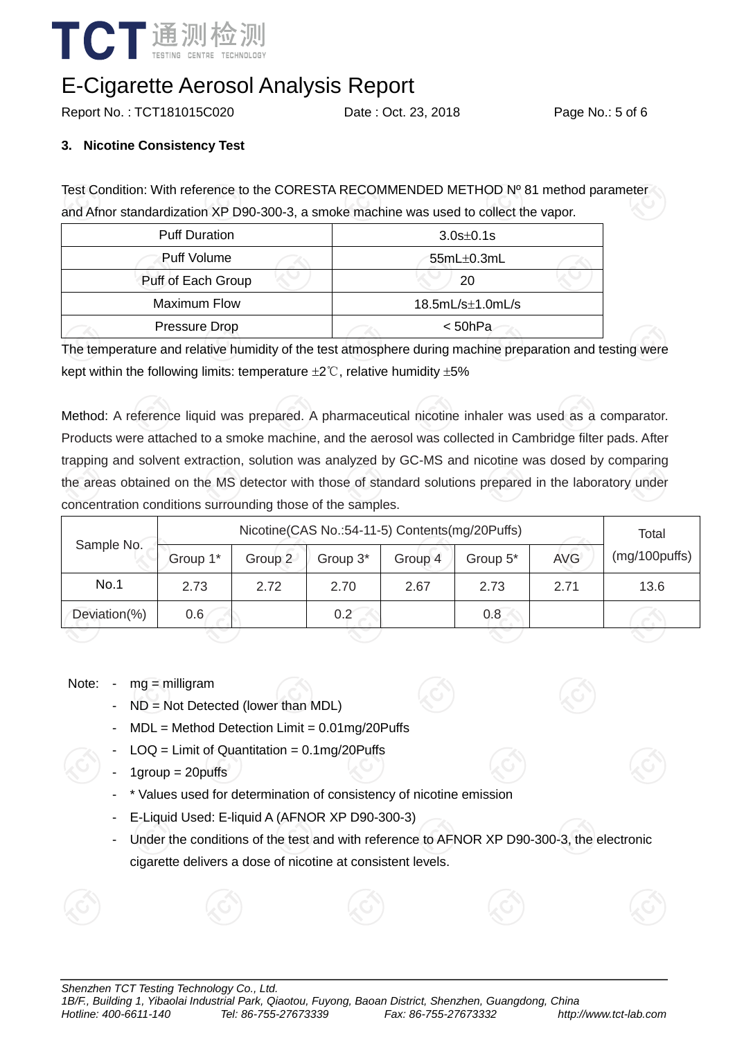### 3. Nicotine Consistency Test

Test Condition: With reference to the CORESTA RECOMMENDED METHOD Nº 81 method parameter and Afnor standardization XP D90-300-3, a smoke machine was used to collect the vapor.

| Puff Duration | 3.0s±0.1s |
|---|---|
| Puff Volume | 55mL±0.3mL |
| Puff of Each Group | 20 |
| Maximum Flow | 18.5mL/s±1.0mL/s |
| Pressure Drop | < 50hPa |

The temperature and relative humidity of the test atmosphere during machine preparation and testing were kept within the following limits: temperature ±2℃, relative humidity ±5%

Method: A reference liquid was prepared. A pharmaceutical nicotine inhaler was used as a comparator. Products were attached to a smoke machine, and the aerosol was collected in Cambridge filter pads. After trapping and solvent extraction, solution was analyzed by GC-MS and nicotine was dosed by comparing the areas obtained on the MS detector with those of standard solutions prepared in the laboratory under concentration conditions surrounding those of the samples.

| Sample No. | Nicotine(CAS No.:54-11-5) Contents(mg/20Puffs) | | | | | | Total (mg/100puffs) |
|---|---|---|---|---|---|---|---|
| | Group 1* | Group 2 | Group 3* | Group 4 | Group 5* | AVG | |
| No.1 | 2.73 | 2.72 | 2.70 | 2.67 | 2.73 | 2.71 | 13.6 |
| Deviation(%) | 0.6 | | 0.2 | | 0.8 | | |

Note:
- mg = milligram
- ND = Not Detected (lower than MDL)
- MDL = Method Detection Limit = 0.01mg/20Puffs
- LOQ = Limit of Quantitation = 0.1mg/20Puffs
- 1group = 20puffs
- * Values used for determination of consistency of nicotine emission
- E-Liquid Used: E-liquid A (AFNOR XP D90-300-3)
- Under the conditions of the test and with reference to AFNOR XP D90-300-3, the electronic cigarette delivers a dose of nicotine at consistent levels.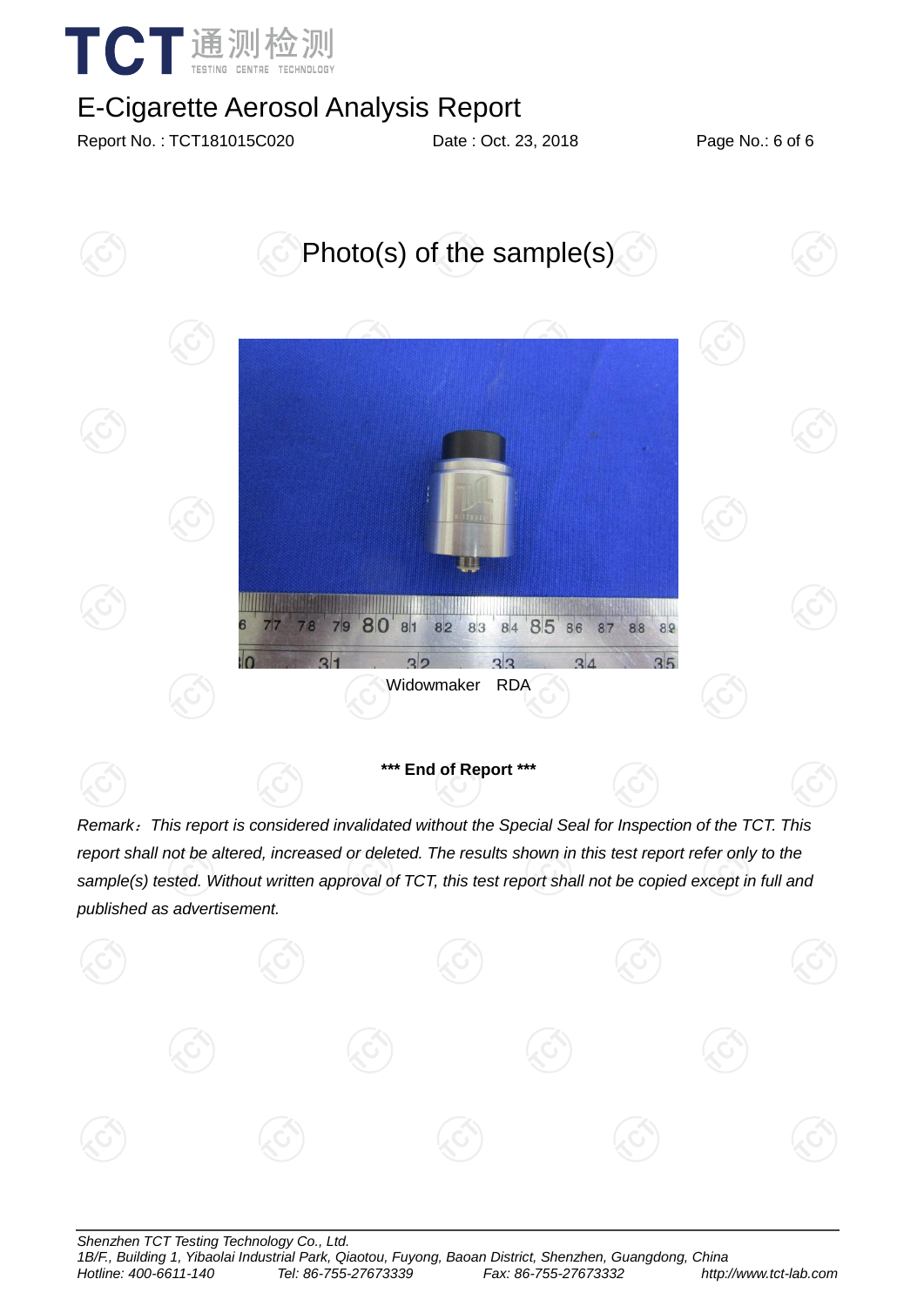## Photo(s) of the sample(s)

Widowmaker RDA

**\*\*\* End of Report \*\*\***

*Remark：This report is considered invalidated without the Special Seal for Inspection of the TCT. This report shall not be altered, increased or deleted. The results shown in this test report refer only to the sample(s) tested. Without written approval of TCT, this test report shall not be copied except in full and published as advertisement.*